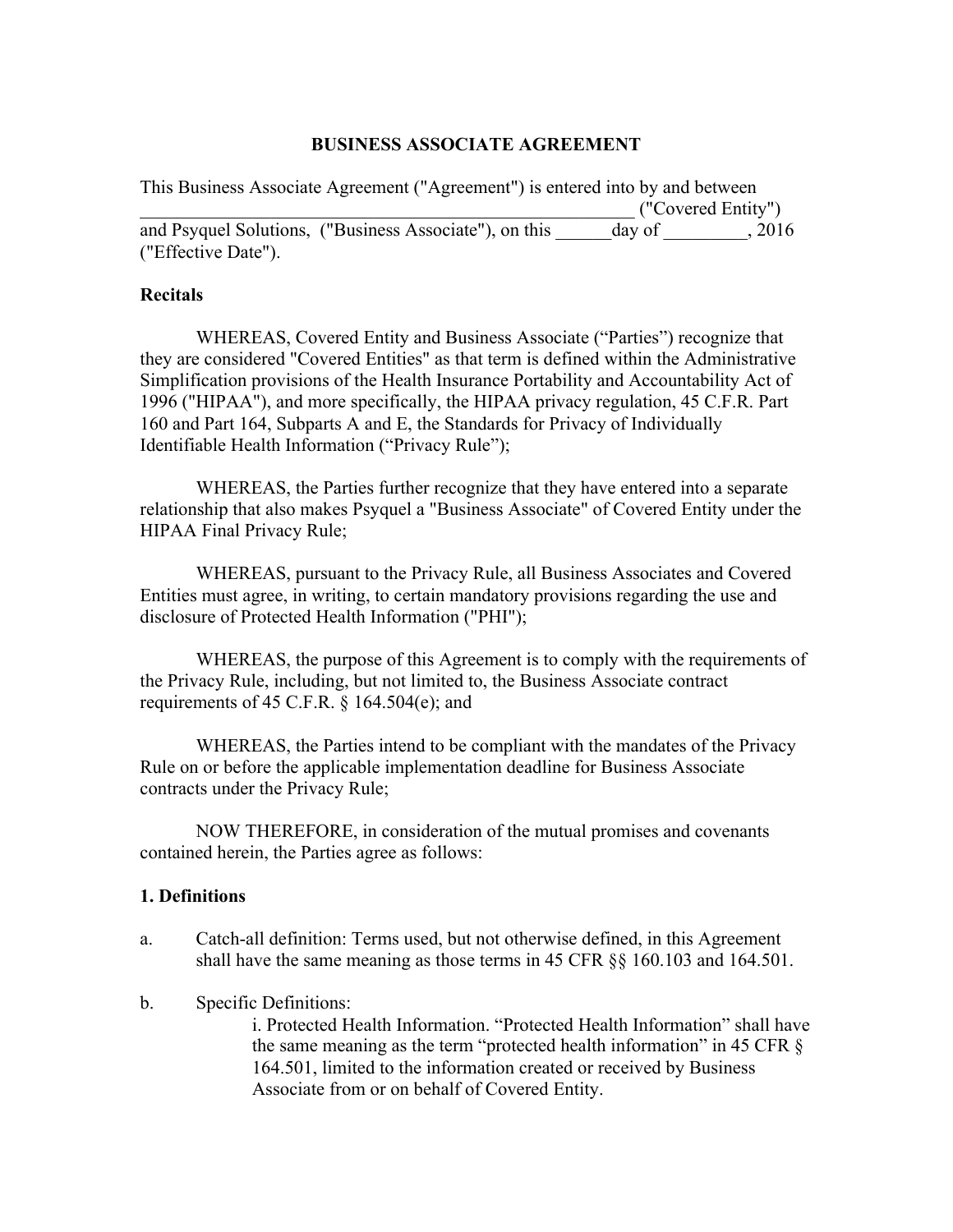# BUSINESS ASSOCIATE AGREEMENT

This Business Associate Agreement ("Agreement") is entered into by and between _______________________________________________________ ("Covered Entity") and Psyquel Solutions, ("Business Associate"), on this ______day of _________, 2016 ("Effective Date").

**Recitals**

WHEREAS, Covered Entity and Business Associate ("Parties") recognize that they are considered "Covered Entities" as that term is defined within the Administrative Simplification provisions of the Health Insurance Portability and Accountability Act of 1996 ("HIPAA"), and more specifically, the HIPAA privacy regulation, 45 C.F.R. Part 160 and Part 164, Subparts A and E, the Standards for Privacy of Individually Identifiable Health Information ("Privacy Rule");

WHEREAS, the Parties further recognize that they have entered into a separate relationship that also makes Psyquel a "Business Associate" of Covered Entity under the HIPAA Final Privacy Rule;

WHEREAS, pursuant to the Privacy Rule, all Business Associates and Covered Entities must agree, in writing, to certain mandatory provisions regarding the use and disclosure of Protected Health Information ("PHI");

WHEREAS, the purpose of this Agreement is to comply with the requirements of the Privacy Rule, including, but not limited to, the Business Associate contract requirements of 45 C.F.R. § 164.504(e); and

WHEREAS, the Parties intend to be compliant with the mandates of the Privacy Rule on or before the applicable implementation deadline for Business Associate contracts under the Privacy Rule;

NOW THEREFORE, in consideration of the mutual promises and covenants contained herein, the Parties agree as follows:

**1. Definitions**

a. Catch-all definition: Terms used, but not otherwise defined, in this Agreement shall have the same meaning as those terms in 45 CFR §§ 160.103 and 164.501.

b. Specific Definitions:

   i. Protected Health Information. "Protected Health Information" shall have the same meaning as the term "protected health information" in 45 CFR § 164.501, limited to the information created or received by Business Associate from or on behalf of Covered Entity.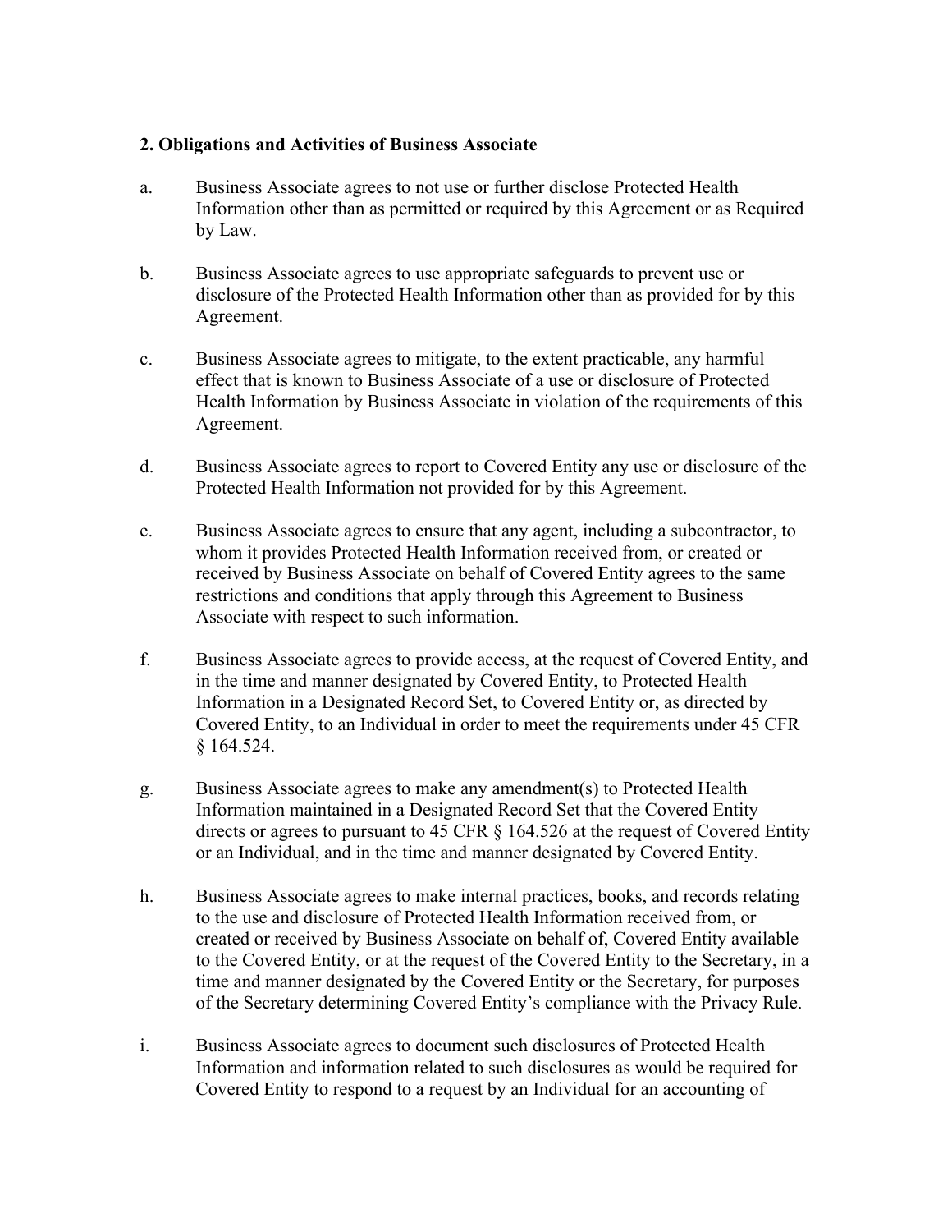**2. Obligations and Activities of Business Associate**

a. Business Associate agrees to not use or further disclose Protected Health Information other than as permitted or required by this Agreement or as Required by Law.

b. Business Associate agrees to use appropriate safeguards to prevent use or disclosure of the Protected Health Information other than as provided for by this Agreement.

c. Business Associate agrees to mitigate, to the extent practicable, any harmful effect that is known to Business Associate of a use or disclosure of Protected Health Information by Business Associate in violation of the requirements of this Agreement.

d. Business Associate agrees to report to Covered Entity any use or disclosure of the Protected Health Information not provided for by this Agreement.

e. Business Associate agrees to ensure that any agent, including a subcontractor, to whom it provides Protected Health Information received from, or created or received by Business Associate on behalf of Covered Entity agrees to the same restrictions and conditions that apply through this Agreement to Business Associate with respect to such information.

f. Business Associate agrees to provide access, at the request of Covered Entity, and in the time and manner designated by Covered Entity, to Protected Health Information in a Designated Record Set, to Covered Entity or, as directed by Covered Entity, to an Individual in order to meet the requirements under 45 CFR § 164.524.

g. Business Associate agrees to make any amendment(s) to Protected Health Information maintained in a Designated Record Set that the Covered Entity directs or agrees to pursuant to 45 CFR § 164.526 at the request of Covered Entity or an Individual, and in the time and manner designated by Covered Entity.

h. Business Associate agrees to make internal practices, books, and records relating to the use and disclosure of Protected Health Information received from, or created or received by Business Associate on behalf of, Covered Entity available to the Covered Entity, or at the request of the Covered Entity to the Secretary, in a time and manner designated by the Covered Entity or the Secretary, for purposes of the Secretary determining Covered Entity's compliance with the Privacy Rule.

i. Business Associate agrees to document such disclosures of Protected Health Information and information related to such disclosures as would be required for Covered Entity to respond to a request by an Individual for an accounting of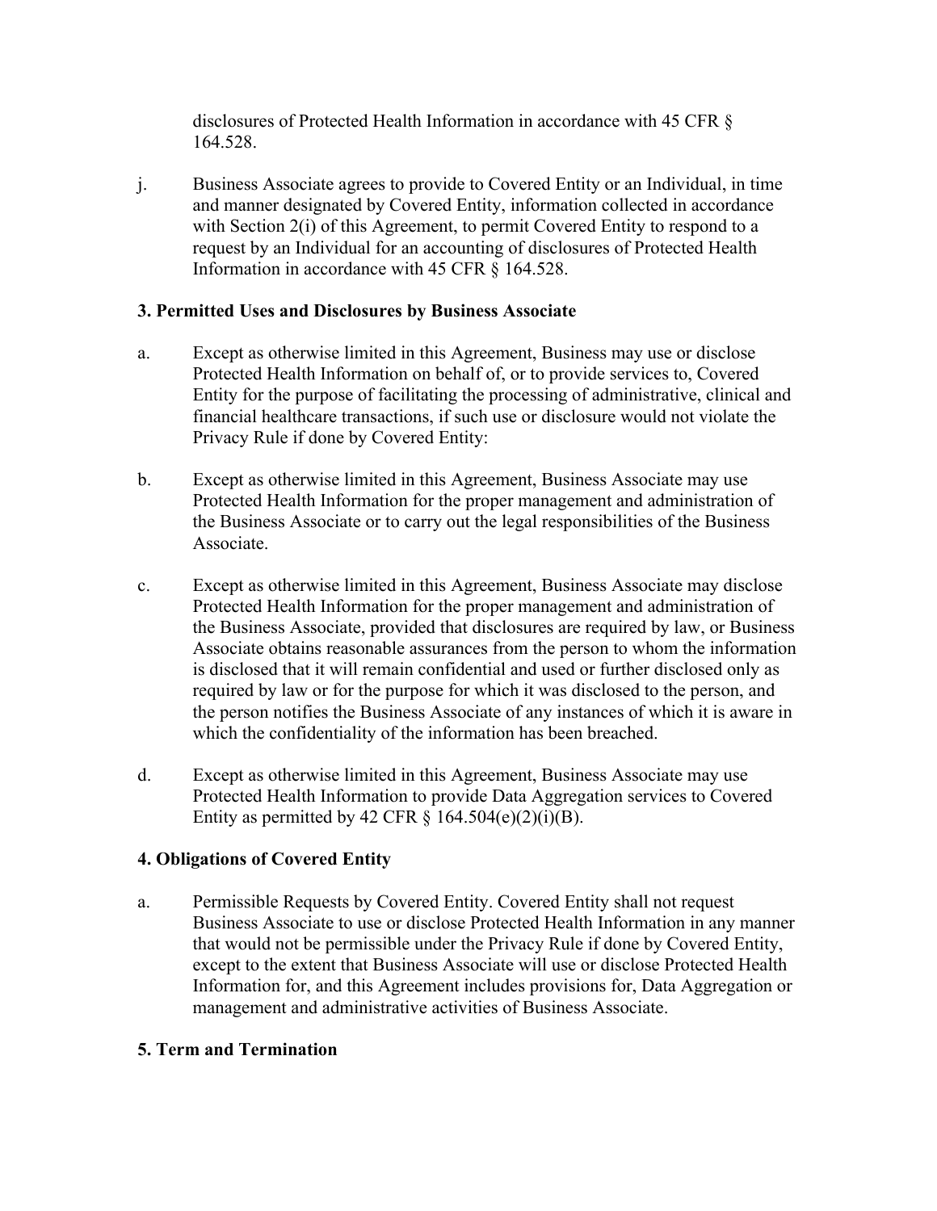disclosures of Protected Health Information in accordance with 45 CFR § 164.528.

j. Business Associate agrees to provide to Covered Entity or an Individual, in time and manner designated by Covered Entity, information collected in accordance with Section 2(i) of this Agreement, to permit Covered Entity to respond to a request by an Individual for an accounting of disclosures of Protected Health Information in accordance with 45 CFR § 164.528.

**3. Permitted Uses and Disclosures by Business Associate**

a. Except as otherwise limited in this Agreement, Business may use or disclose Protected Health Information on behalf of, or to provide services to, Covered Entity for the purpose of facilitating the processing of administrative, clinical and financial healthcare transactions, if such use or disclosure would not violate the Privacy Rule if done by Covered Entity:

b. Except as otherwise limited in this Agreement, Business Associate may use Protected Health Information for the proper management and administration of the Business Associate or to carry out the legal responsibilities of the Business Associate.

c. Except as otherwise limited in this Agreement, Business Associate may disclose Protected Health Information for the proper management and administration of the Business Associate, provided that disclosures are required by law, or Business Associate obtains reasonable assurances from the person to whom the information is disclosed that it will remain confidential and used or further disclosed only as required by law or for the purpose for which it was disclosed to the person, and the person notifies the Business Associate of any instances of which it is aware in which the confidentiality of the information has been breached.

d. Except as otherwise limited in this Agreement, Business Associate may use Protected Health Information to provide Data Aggregation services to Covered Entity as permitted by 42 CFR § 164.504(e)(2)(i)(B).

**4. Obligations of Covered Entity**

a. Permissible Requests by Covered Entity. Covered Entity shall not request Business Associate to use or disclose Protected Health Information in any manner that would not be permissible under the Privacy Rule if done by Covered Entity, except to the extent that Business Associate will use or disclose Protected Health Information for, and this Agreement includes provisions for, Data Aggregation or management and administrative activities of Business Associate.

**5. Term and Termination**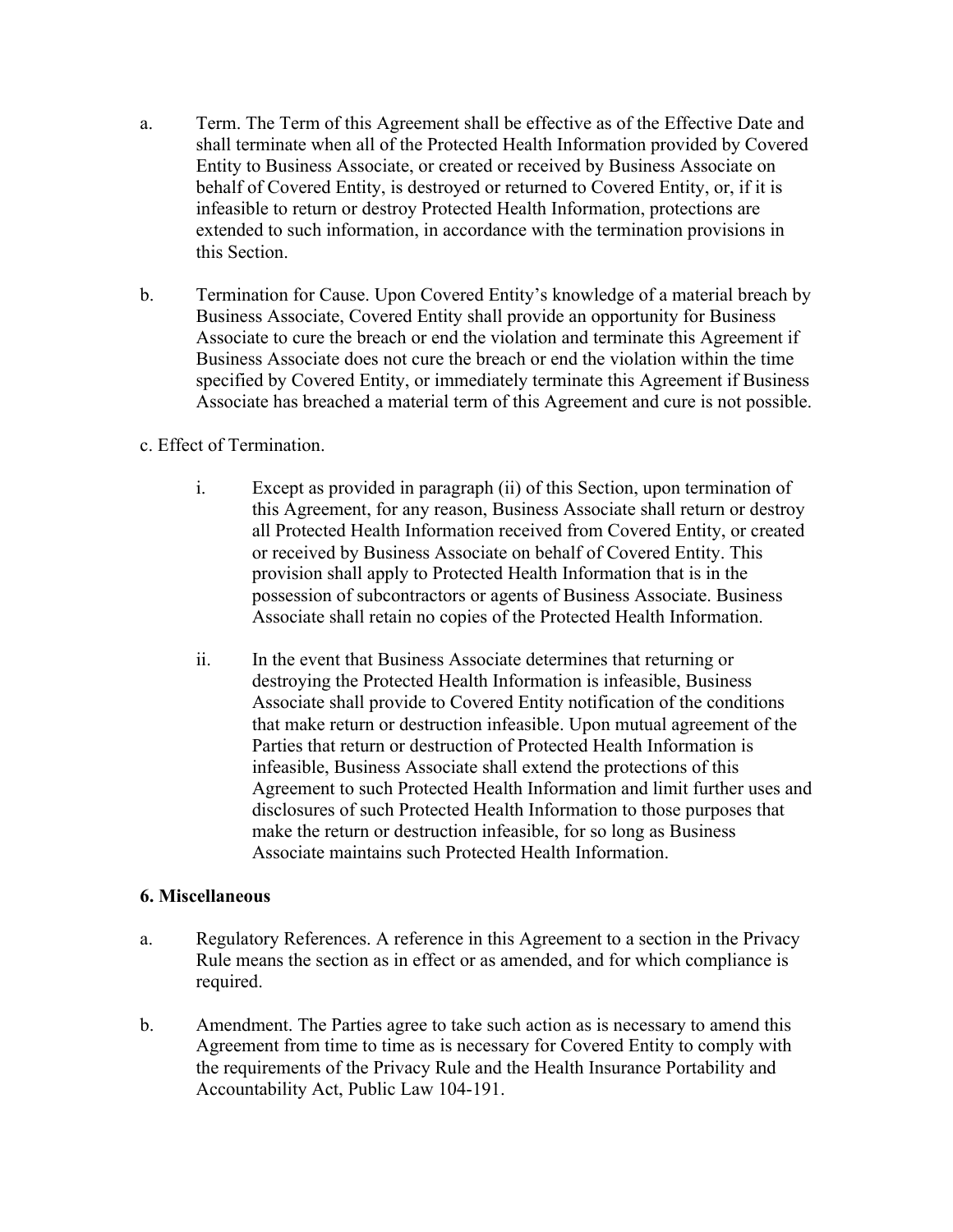a. Term. The Term of this Agreement shall be effective as of the Effective Date and shall terminate when all of the Protected Health Information provided by Covered Entity to Business Associate, or created or received by Business Associate on behalf of Covered Entity, is destroyed or returned to Covered Entity, or, if it is infeasible to return or destroy Protected Health Information, protections are extended to such information, in accordance with the termination provisions in this Section.

b. Termination for Cause. Upon Covered Entity's knowledge of a material breach by Business Associate, Covered Entity shall provide an opportunity for Business Associate to cure the breach or end the violation and terminate this Agreement if Business Associate does not cure the breach or end the violation within the time specified by Covered Entity, or immediately terminate this Agreement if Business Associate has breached a material term of this Agreement and cure is not possible.

c. Effect of Termination.

i. Except as provided in paragraph (ii) of this Section, upon termination of this Agreement, for any reason, Business Associate shall return or destroy all Protected Health Information received from Covered Entity, or created or received by Business Associate on behalf of Covered Entity. This provision shall apply to Protected Health Information that is in the possession of subcontractors or agents of Business Associate. Business Associate shall retain no copies of the Protected Health Information.

ii. In the event that Business Associate determines that returning or destroying the Protected Health Information is infeasible, Business Associate shall provide to Covered Entity notification of the conditions that make return or destruction infeasible. Upon mutual agreement of the Parties that return or destruction of Protected Health Information is infeasible, Business Associate shall extend the protections of this Agreement to such Protected Health Information and limit further uses and disclosures of such Protected Health Information to those purposes that make the return or destruction infeasible, for so long as Business Associate maintains such Protected Health Information.

**6. Miscellaneous**

a. Regulatory References. A reference in this Agreement to a section in the Privacy Rule means the section as in effect or as amended, and for which compliance is required.

b. Amendment. The Parties agree to take such action as is necessary to amend this Agreement from time to time as is necessary for Covered Entity to comply with the requirements of the Privacy Rule and the Health Insurance Portability and Accountability Act, Public Law 104-191.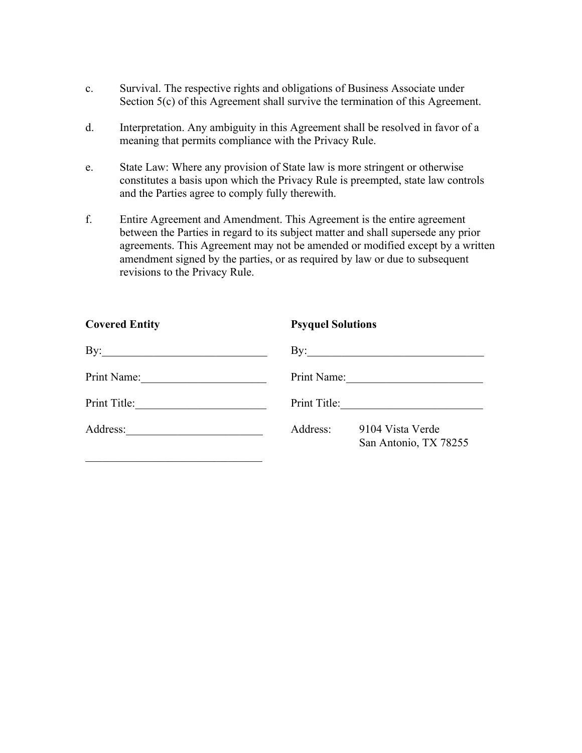c. Survival. The respective rights and obligations of Business Associate under Section 5(c) of this Agreement shall survive the termination of this Agreement.

d. Interpretation. Any ambiguity in this Agreement shall be resolved in favor of a meaning that permits compliance with the Privacy Rule.

e. State Law: Where any provision of State law is more stringent or otherwise constitutes a basis upon which the Privacy Rule is preempted, state law controls and the Parties agree to comply fully therewith.

f. Entire Agreement and Amendment. This Agreement is the entire agreement between the Parties in regard to its subject matter and shall supersede any prior agreements. This Agreement may not be amended or modified except by a written amendment signed by the parties, or as required by law or due to subsequent revisions to the Privacy Rule.

| **Covered Entity** | **Psyquel Solutions** |
| --- | --- |
| By:\_\_\_\_\_\_\_\_\_\_\_\_\_\_\_\_\_\_\_\_\_\_\_\_\_\_\_\_\_ | By:\_\_\_\_\_\_\_\_\_\_\_\_\_\_\_\_\_\_\_\_\_\_\_\_\_\_\_\_\_\_\_ |
| Print Name:\_\_\_\_\_\_\_\_\_\_\_\_\_\_\_\_\_\_\_\_\_\_ | Print Name:\_\_\_\_\_\_\_\_\_\_\_\_\_\_\_\_\_\_\_\_\_\_\_\_ |
| Print Title:\_\_\_\_\_\_\_\_\_\_\_\_\_\_\_\_\_\_\_\_\_\_\_ | Print Title:\_\_\_\_\_\_\_\_\_\_\_\_\_\_\_\_\_\_\_\_\_\_\_\_\_ |
| Address:\_\_\_\_\_\_\_\_\_\_\_\_\_\_\_\_\_\_\_\_\_\_\_\_ | Address: 9104 Vista Verde San Antonio, TX 78255 |
| \_\_\_\_\_\_\_\_\_\_\_\_\_\_\_\_\_\_\_\_\_\_\_\_\_\_\_\_\_\_\_ | |